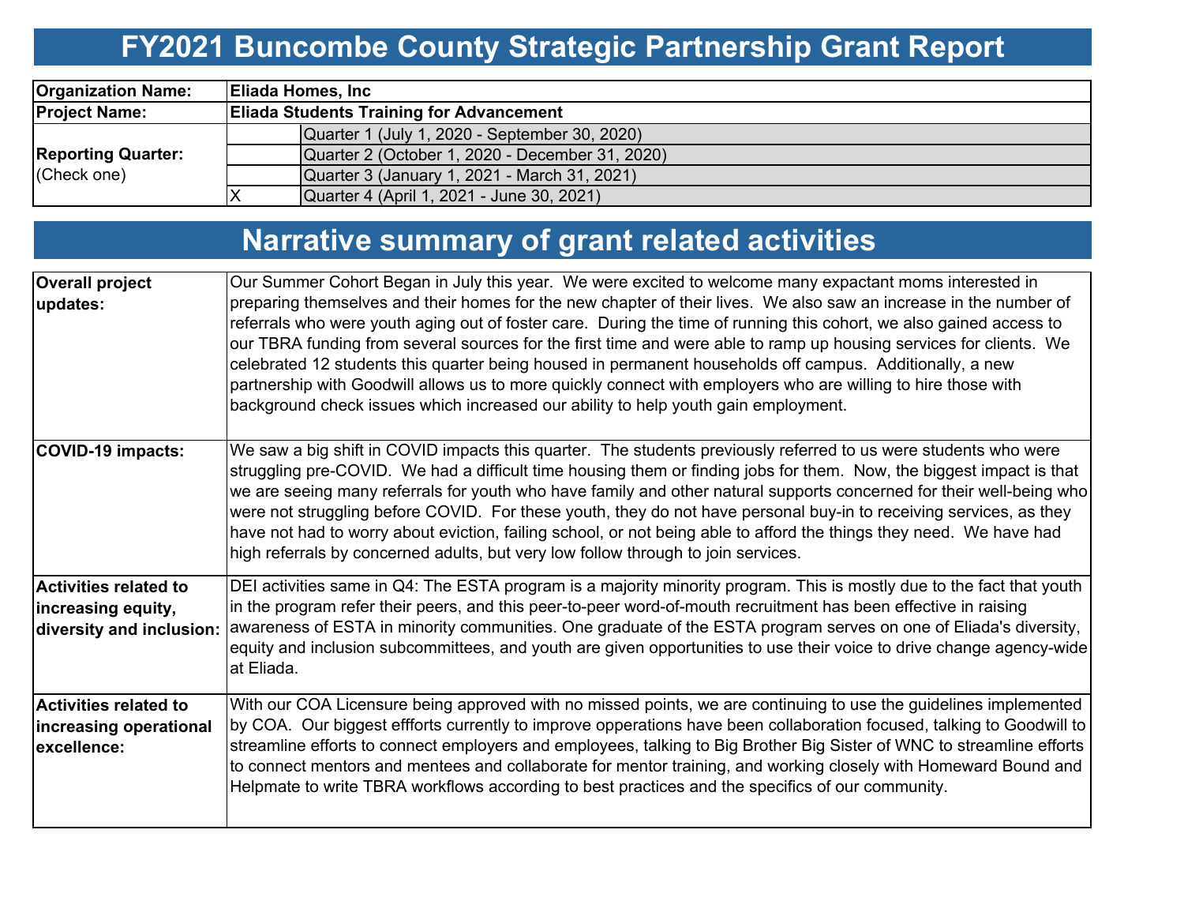# FY2021 Buncombe County Strategic Partnership Grant Report

| | | |
|---|---|---|
| **Organization Name:** | **Eliada Homes, Inc** | |
| **Project Name:** | **Eliada Students Training for Advancement** | |
| **Reporting Quarter:** (Check one) | | Quarter 1 (July 1, 2020 - September 30, 2020) |
| | | Quarter 2 (October 1, 2020 - December 31, 2020) |
| | | Quarter 3 (January 1, 2021 - March 31, 2021) |
| | X | Quarter 4 (April 1, 2021 - June 30, 2021) |

# Narrative summary of grant related activities

| | |
|---|---|
| **Overall project updates:** | Our Summer Cohort Began in July this year. We were excited to welcome many expactant moms interested in preparing themselves and their homes for the new chapter of their lives. We also saw an increase in the number of referrals who were youth aging out of foster care. During the time of running this cohort, we also gained access to our TBRA funding from several sources for the first time and were able to ramp up housing services for clients. We celebrated 12 students this quarter being housed in permanent households off campus. Additionally, a new partnership with Goodwill allows us to more quickly connect with employers who are willing to hire those with background check issues which increased our ability to help youth gain employment. |
| **COVID-19 impacts:** | We saw a big shift in COVID impacts this quarter. The students previously referred to us were students who were struggling pre-COVID. We had a difficult time housing them or finding jobs for them. Now, the biggest impact is that we are seeing many referrals for youth who have family and other natural supports concerned for their well-being who were not struggling before COVID. For these youth, they do not have personal buy-in to receiving services, as they have not had to worry about eviction, failing school, or not being able to afford the things they need. We have had high referrals by concerned adults, but very low follow through to join services. |
| **Activities related to increasing equity, diversity and inclusion:** | DEI activities same in Q4: The ESTA program is a majority minority program. This is mostly due to the fact that youth in the program refer their peers, and this peer-to-peer word-of-mouth recruitment has been effective in raising awareness of ESTA in minority communities. One graduate of the ESTA program serves on one of Eliada's diversity, equity and inclusion subcommittees, and youth are given opportunities to use their voice to drive change agency-wide at Eliada. |
| **Activities related to increasing operational excellence:** | With our COA Licensure being approved with no missed points, we are continuing to use the guidelines implemented by COA. Our biggest effforts currently to improve opperations have been collaboration focused, talking to Goodwill to streamline efforts to connect employers and employees, talking to Big Brother Big Sister of WNC to streamline efforts to connect mentors and mentees and collaborate for mentor training, and working closely with Homeward Bound and Helpmate to write TBRA workflows according to best practices and the specifics of our community. |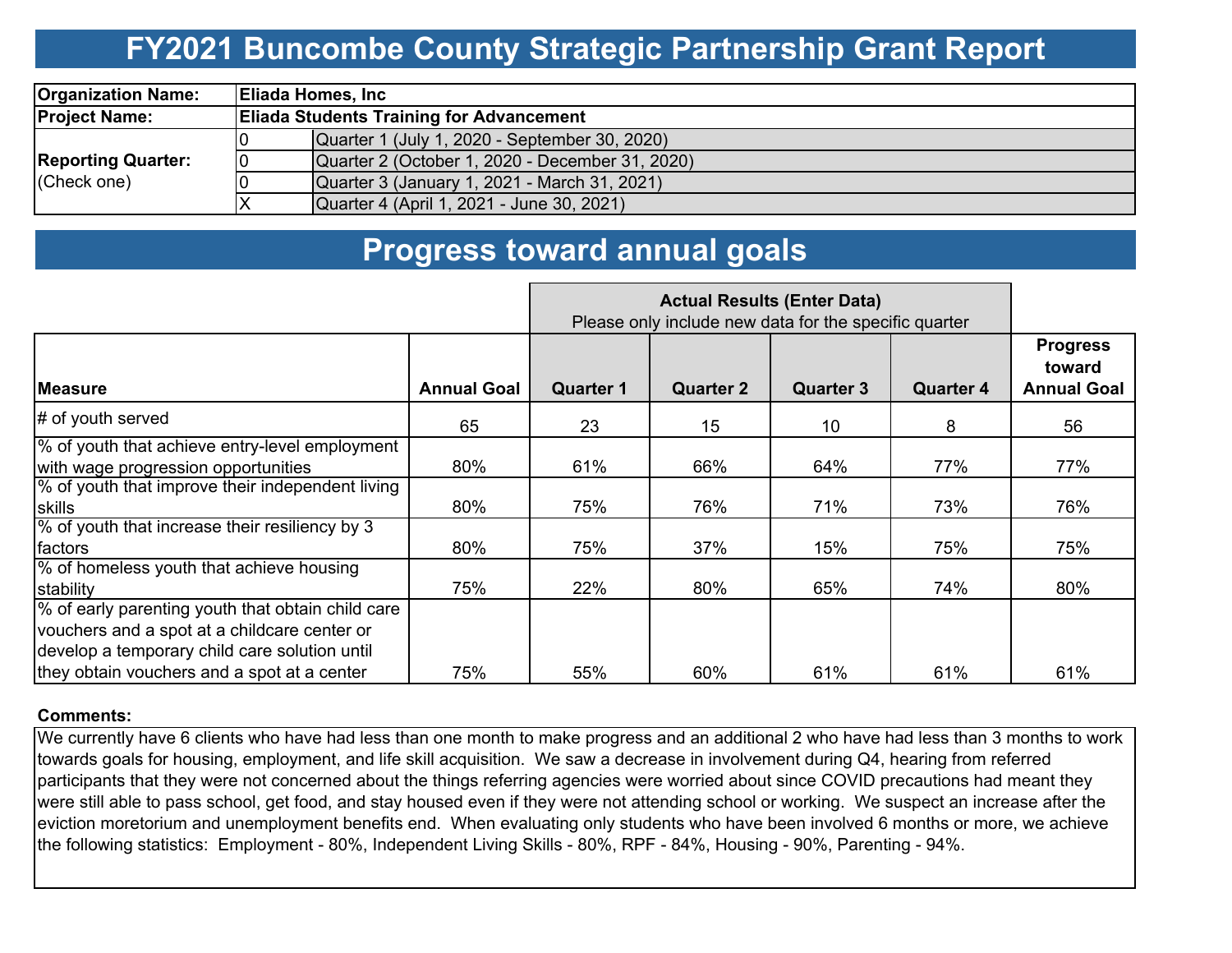# FY2021 Buncombe County Strategic Partnership Grant Report

| Organization Name: | Eliada Homes, Inc | |
|---|---|---|
| Project Name: | Eliada Students Training for Advancement | |
| Reporting Quarter: (Check one) | 0 | Quarter 1 (July 1, 2020 - September 30, 2020) |
| | 0 | Quarter 2 (October 1, 2020 - December 31, 2020) |
| | 0 | Quarter 3 (January 1, 2021 - March 31, 2021) |
| | X | Quarter 4 (April 1, 2021 - June 30, 2021) |

## Progress toward annual goals

| | | Actual Results (Enter Data) Please only include new data for the specific quarter | | | | |
|---|---|---|---|---|---|---|
| **Measure** | **Annual Goal** | **Quarter 1** | **Quarter 2** | **Quarter 3** | **Quarter 4** | **Progress toward Annual Goal** |
| # of youth served | 65 | 23 | 15 | 10 | 8 | 56 |
| % of youth that achieve entry-level employment with wage progression opportunities | 80% | 61% | 66% | 64% | 77% | 77% |
| % of youth that improve their independent living skills | 80% | 75% | 76% | 71% | 73% | 76% |
| % of youth that increase their resiliency by 3 factors | 80% | 75% | 37% | 15% | 75% | 75% |
| % of homeless youth that achieve housing stability | 75% | 22% | 80% | 65% | 74% | 80% |
| % of early parenting youth that obtain child care vouchers and a spot at a childcare center or develop a temporary child care solution until they obtain vouchers and a spot at a center | 75% | 55% | 60% | 61% | 61% | 61% |

**Comments:**

We currently have 6 clients who have had less than one month to make progress and an additional 2 who have had less than 3 months to work towards goals for housing, employment, and life skill acquisition. We saw a decrease in involvement during Q4, hearing from referred participants that they were not concerned about the things referring agencies were worried about since COVID precautions had meant they were still able to pass school, get food, and stay housed even if they were not attending school or working. We suspect an increase after the eviction moretorium and unemployment benefits end. When evaluating only students who have been involved 6 months or more, we achieve the following statistics: Employment - 80%, Independent Living Skills - 80%, RPF - 84%, Housing - 90%, Parenting - 94%.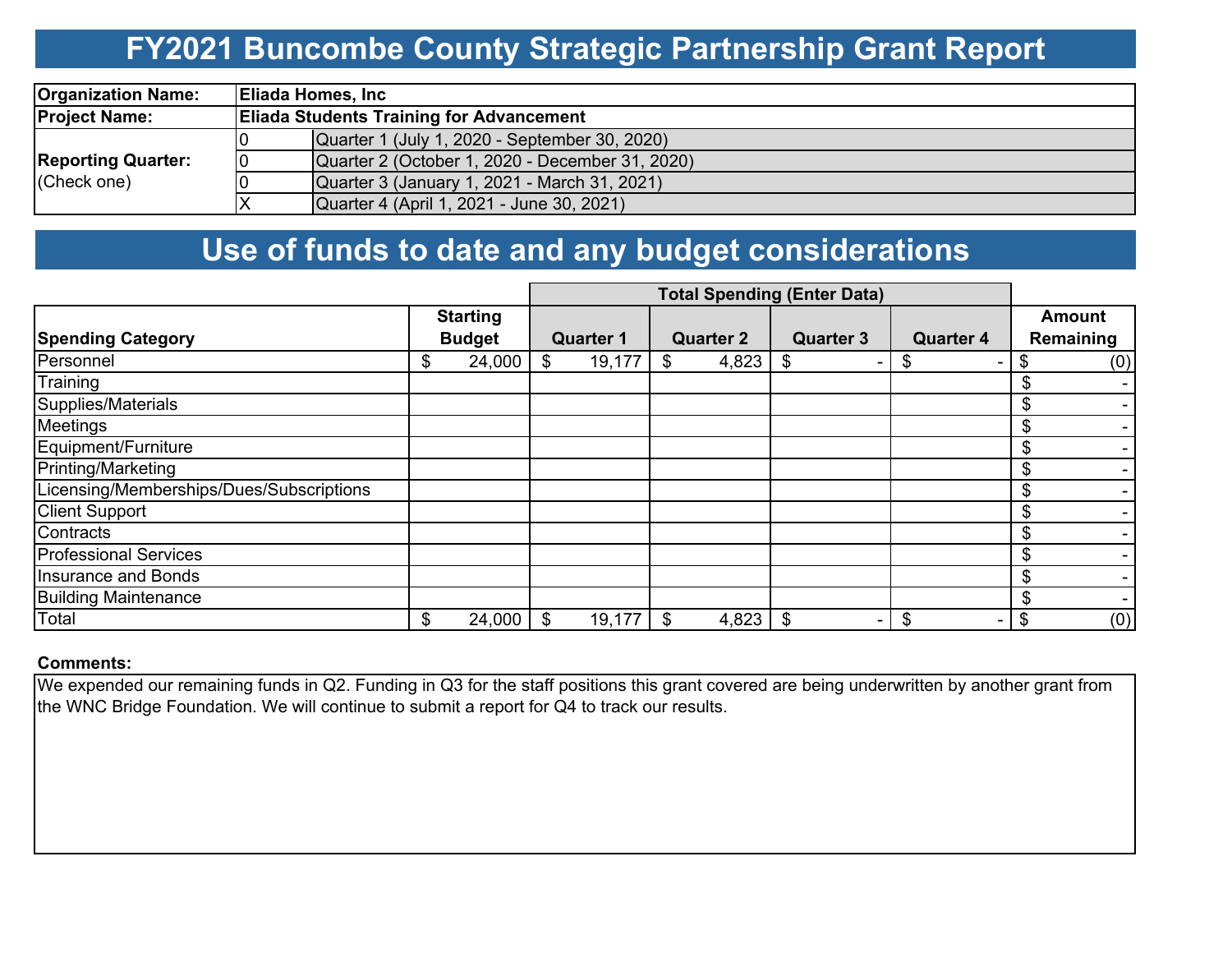# FY2021 Buncombe County Strategic Partnership Grant Report

| | | |
|---|---|---|
| **Organization Name:** | **Eliada Homes, Inc** | |
| **Project Name:** | **Eliada Students Training for Advancement** | |
| **Reporting Quarter:** (Check one) | 0 | Quarter 1 (July 1, 2020 - September 30, 2020) |
| | 0 | Quarter 2 (October 1, 2020 - December 31, 2020) |
| | 0 | Quarter 3 (January 1, 2021 - March 31, 2021) |
| | X | Quarter 4 (April 1, 2021 - June 30, 2021) |

# Use of funds to date and any budget considerations

| | | Total Spending (Enter Data) | | | | |
|---|---|---|---|---|---|---|
| **Spending Category** | **Starting Budget** | **Quarter 1** | **Quarter 2** | **Quarter 3** | **Quarter 4** | **Amount Remaining** |
| Personnel | $ 24,000 | $ 19,177 | $ 4,823 | $ - | $ - | $ (0) |
| Training | | | | | | $ - |
| Supplies/Materials | | | | | | $ - |
| Meetings | | | | | | $ - |
| Equipment/Furniture | | | | | | $ - |
| Printing/Marketing | | | | | | $ - |
| Licensing/Memberships/Dues/Subscriptions | | | | | | $ - |
| Client Support | | | | | | $ - |
| Contracts | | | | | | $ - |
| Professional Services | | | | | | $ - |
| Insurance and Bonds | | | | | | $ - |
| Building Maintenance | | | | | | $ - |
| Total | $ 24,000 | $ 19,177 | $ 4,823 | $ - | $ - | $ (0) |

**Comments:**

We expended our remaining funds in Q2. Funding in Q3 for the staff positions this grant covered are being underwritten by another grant from the WNC Bridge Foundation. We will continue to submit a report for Q4 to track our results.